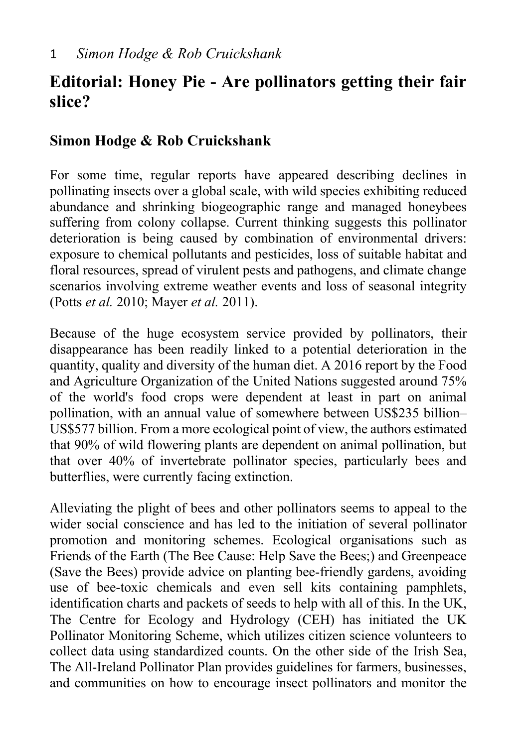# Editorial: Honey Pie - Are pollinators getting their fair slice?

**Simon Hodge & Rob Cruickshank**

For some time, regular reports have appeared describing declines in pollinating insects over a global scale, with wild species exhibiting reduced abundance and shrinking biogeographic range and managed honeybees suffering from colony collapse. Current thinking suggests this pollinator deterioration is being caused by combination of environmental drivers: exposure to chemical pollutants and pesticides, loss of suitable habitat and floral resources, spread of virulent pests and pathogens, and climate change scenarios involving extreme weather events and loss of seasonal integrity (Potts *et al.* 2010; Mayer *et al.* 2011).

Because of the huge ecosystem service provided by pollinators, their disappearance has been readily linked to a potential deterioration in the quantity, quality and diversity of the human diet. A 2016 report by the Food and Agriculture Organization of the United Nations suggested around 75% of the world's food crops were dependent at least in part on animal pollination, with an annual value of somewhere between US$235 billion–US$577 billion. From a more ecological point of view, the authors estimated that 90% of wild flowering plants are dependent on animal pollination, but that over 40% of invertebrate pollinator species, particularly bees and butterflies, were currently facing extinction.

Alleviating the plight of bees and other pollinators seems to appeal to the wider social conscience and has led to the initiation of several pollinator promotion and monitoring schemes. Ecological organisations such as Friends of the Earth (The Bee Cause: Help Save the Bees;) and Greenpeace (Save the Bees) provide advice on planting bee-friendly gardens, avoiding use of bee-toxic chemicals and even sell kits containing pamphlets, identification charts and packets of seeds to help with all of this. In the UK, The Centre for Ecology and Hydrology (CEH) has initiated the UK Pollinator Monitoring Scheme, which utilizes citizen science volunteers to collect data using standardized counts. On the other side of the Irish Sea, The All-Ireland Pollinator Plan provides guidelines for farmers, businesses, and communities on how to encourage insect pollinators and monitor the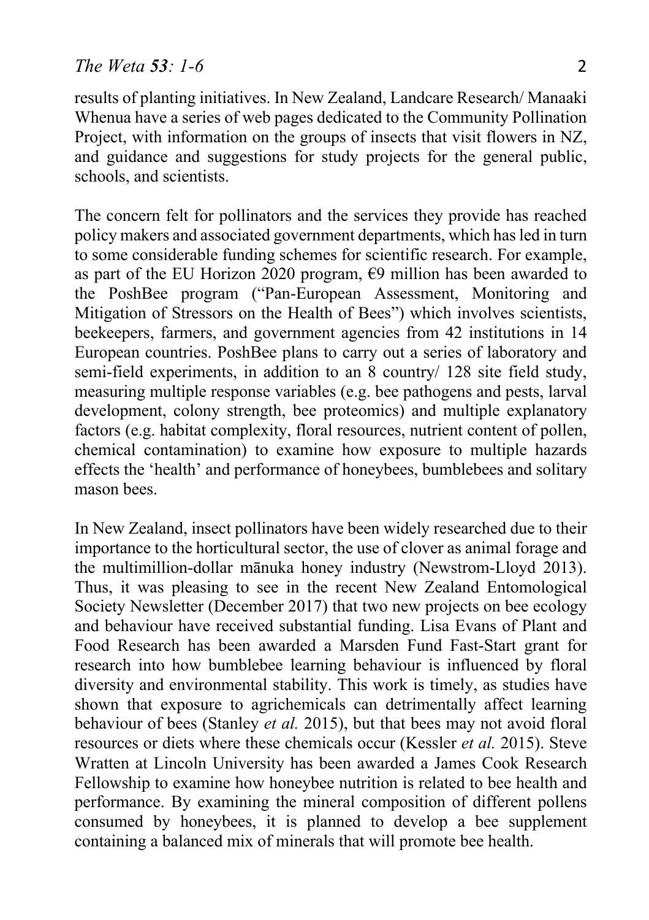results of planting initiatives. In New Zealand, Landcare Research/ Manaaki Whenua have a series of web pages dedicated to the Community Pollination Project, with information on the groups of insects that visit flowers in NZ, and guidance and suggestions for study projects for the general public, schools, and scientists.

The concern felt for pollinators and the services they provide has reached policy makers and associated government departments, which has led in turn to some considerable funding schemes for scientific research. For example, as part of the EU Horizon 2020 program, €9 million has been awarded to the PoshBee program ("Pan-European Assessment, Monitoring and Mitigation of Stressors on the Health of Bees") which involves scientists, beekeepers, farmers, and government agencies from 42 institutions in 14 European countries. PoshBee plans to carry out a series of laboratory and semi-field experiments, in addition to an 8 country/ 128 site field study, measuring multiple response variables (e.g. bee pathogens and pests, larval development, colony strength, bee proteomics) and multiple explanatory factors (e.g. habitat complexity, floral resources, nutrient content of pollen, chemical contamination) to examine how exposure to multiple hazards effects the 'health' and performance of honeybees, bumblebees and solitary mason bees.

In New Zealand, insect pollinators have been widely researched due to their importance to the horticultural sector, the use of clover as animal forage and the multimillion-dollar mānuka honey industry (Newstrom-Lloyd 2013). Thus, it was pleasing to see in the recent New Zealand Entomological Society Newsletter (December 2017) that two new projects on bee ecology and behaviour have received substantial funding. Lisa Evans of Plant and Food Research has been awarded a Marsden Fund Fast-Start grant for research into how bumblebee learning behaviour is influenced by floral diversity and environmental stability. This work is timely, as studies have shown that exposure to agrichemicals can detrimentally affect learning behaviour of bees (Stanley *et al.* 2015), but that bees may not avoid floral resources or diets where these chemicals occur (Kessler *et al.* 2015). Steve Wratten at Lincoln University has been awarded a James Cook Research Fellowship to examine how honeybee nutrition is related to bee health and performance. By examining the mineral composition of different pollens consumed by honeybees, it is planned to develop a bee supplement containing a balanced mix of minerals that will promote bee health.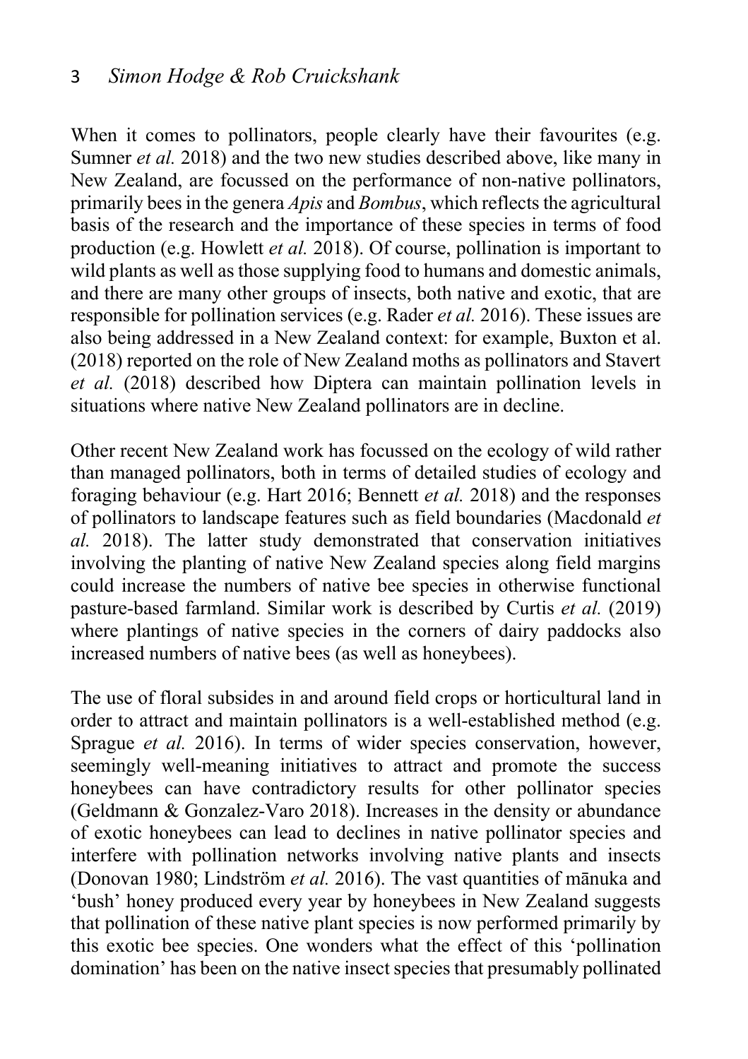When it comes to pollinators, people clearly have their favourites (e.g. Sumner *et al.* 2018) and the two new studies described above, like many in New Zealand, are focussed on the performance of non-native pollinators, primarily bees in the genera *Apis* and *Bombus*, which reflects the agricultural basis of the research and the importance of these species in terms of food production (e.g. Howlett *et al.* 2018). Of course, pollination is important to wild plants as well as those supplying food to humans and domestic animals, and there are many other groups of insects, both native and exotic, that are responsible for pollination services (e.g. Rader *et al.* 2016). These issues are also being addressed in a New Zealand context: for example, Buxton et al. (2018) reported on the role of New Zealand moths as pollinators and Stavert *et al.* (2018) described how Diptera can maintain pollination levels in situations where native New Zealand pollinators are in decline.

Other recent New Zealand work has focussed on the ecology of wild rather than managed pollinators, both in terms of detailed studies of ecology and foraging behaviour (e.g. Hart 2016; Bennett *et al.* 2018) and the responses of pollinators to landscape features such as field boundaries (Macdonald *et al.* 2018). The latter study demonstrated that conservation initiatives involving the planting of native New Zealand species along field margins could increase the numbers of native bee species in otherwise functional pasture-based farmland. Similar work is described by Curtis *et al.* (2019) where plantings of native species in the corners of dairy paddocks also increased numbers of native bees (as well as honeybees).

The use of floral subsides in and around field crops or horticultural land in order to attract and maintain pollinators is a well-established method (e.g. Sprague *et al.* 2016). In terms of wider species conservation, however, seemingly well-meaning initiatives to attract and promote the success honeybees can have contradictory results for other pollinator species (Geldmann & Gonzalez-Varo 2018). Increases in the density or abundance of exotic honeybees can lead to declines in native pollinator species and interfere with pollination networks involving native plants and insects (Donovan 1980; Lindström *et al.* 2016). The vast quantities of mānuka and 'bush' honey produced every year by honeybees in New Zealand suggests that pollination of these native plant species is now performed primarily by this exotic bee species. One wonders what the effect of this 'pollination domination' has been on the native insect species that presumably pollinated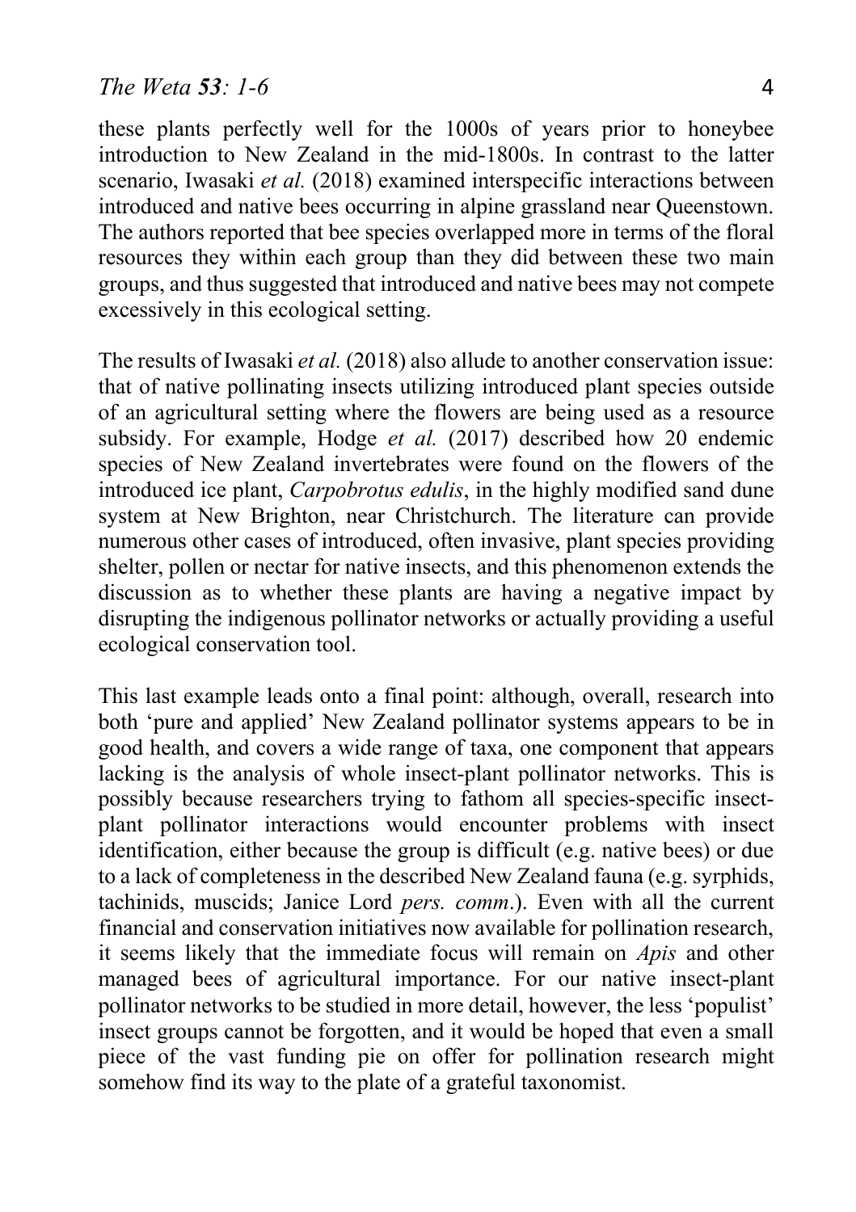these plants perfectly well for the 1000s of years prior to honeybee introduction to New Zealand in the mid-1800s. In contrast to the latter scenario, Iwasaki *et al.* (2018) examined interspecific interactions between introduced and native bees occurring in alpine grassland near Queenstown. The authors reported that bee species overlapped more in terms of the floral resources they within each group than they did between these two main groups, and thus suggested that introduced and native bees may not compete excessively in this ecological setting.

The results of Iwasaki *et al.* (2018) also allude to another conservation issue: that of native pollinating insects utilizing introduced plant species outside of an agricultural setting where the flowers are being used as a resource subsidy. For example, Hodge *et al.* (2017) described how 20 endemic species of New Zealand invertebrates were found on the flowers of the introduced ice plant, *Carpobrotus edulis*, in the highly modified sand dune system at New Brighton, near Christchurch. The literature can provide numerous other cases of introduced, often invasive, plant species providing shelter, pollen or nectar for native insects, and this phenomenon extends the discussion as to whether these plants are having a negative impact by disrupting the indigenous pollinator networks or actually providing a useful ecological conservation tool.

This last example leads onto a final point: although, overall, research into both 'pure and applied' New Zealand pollinator systems appears to be in good health, and covers a wide range of taxa, one component that appears lacking is the analysis of whole insect-plant pollinator networks. This is possibly because researchers trying to fathom all species-specific insect-plant pollinator interactions would encounter problems with insect identification, either because the group is difficult (e.g. native bees) or due to a lack of completeness in the described New Zealand fauna (e.g. syrphids, tachinids, muscids; Janice Lord *pers. comm*.). Even with all the current financial and conservation initiatives now available for pollination research, it seems likely that the immediate focus will remain on *Apis* and other managed bees of agricultural importance. For our native insect-plant pollinator networks to be studied in more detail, however, the less 'populist' insect groups cannot be forgotten, and it would be hoped that even a small piece of the vast funding pie on offer for pollination research might somehow find its way to the plate of a grateful taxonomist.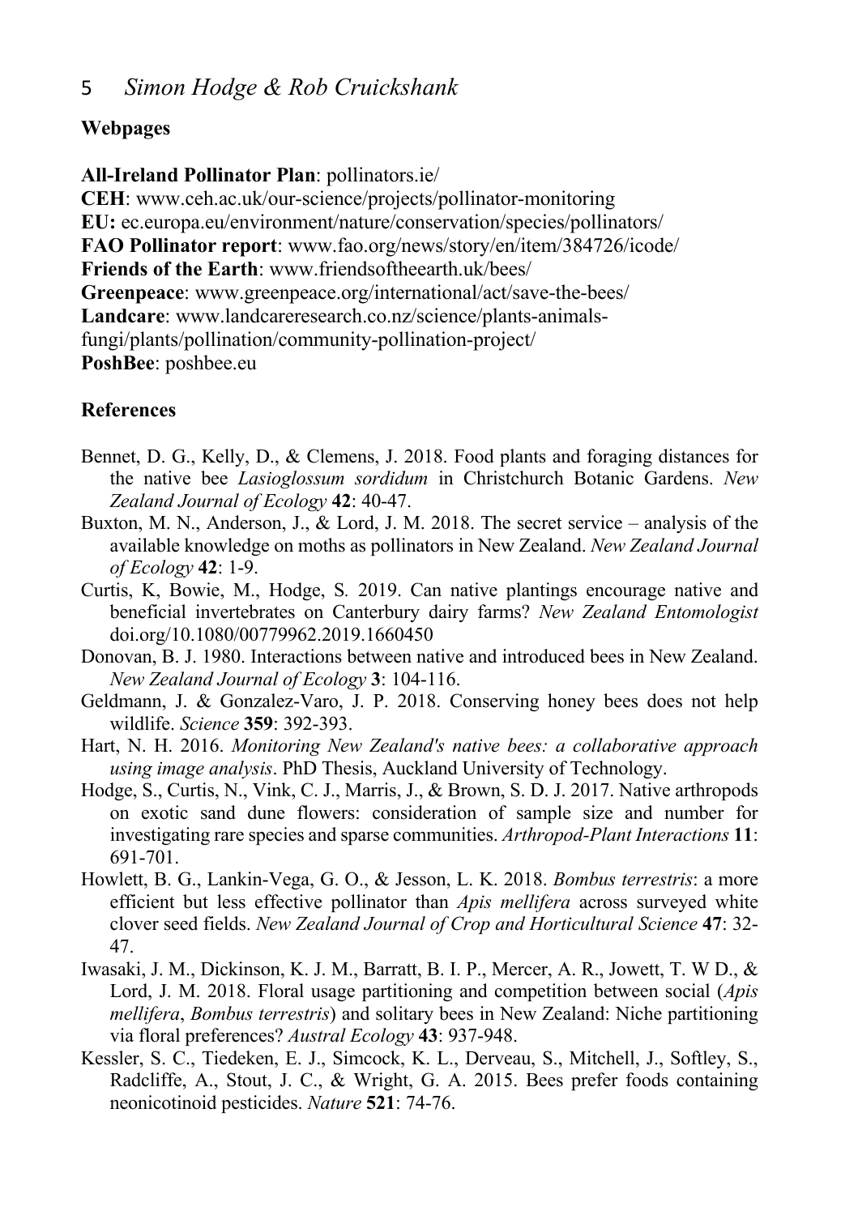### Webpages

**All-Ireland Pollinator Plan**: pollinators.ie/
**CEH**: www.ceh.ac.uk/our-science/projects/pollinator-monitoring
**EU:** ec.europa.eu/environment/nature/conservation/species/pollinators/
**FAO Pollinator report**: www.fao.org/news/story/en/item/384726/icode/
**Friends of the Earth**: www.friendsoftheearth.uk/bees/
**Greenpeace**: www.greenpeace.org/international/act/save-the-bees/
**Landcare**: www.landcareresearch.co.nz/science/plants-animals-fungi/plants/pollination/community-pollination-project/
**PoshBee**: poshbee.eu

### References

Bennet, D. G., Kelly, D., & Clemens, J. 2018. Food plants and foraging distances for the native bee *Lasioglossum sordidum* in Christchurch Botanic Gardens. *New Zealand Journal of Ecology* **42**: 40-47.

Buxton, M. N., Anderson, J., & Lord, J. M. 2018. The secret service – analysis of the available knowledge on moths as pollinators in New Zealand. *New Zealand Journal of Ecology* **42**: 1-9.

Curtis, K, Bowie, M., Hodge, S. 2019. Can native plantings encourage native and beneficial invertebrates on Canterbury dairy farms? *New Zealand Entomologist* doi.org/10.1080/00779962.2019.1660450

Donovan, B. J. 1980. Interactions between native and introduced bees in New Zealand. *New Zealand Journal of Ecology* **3**: 104-116.

Geldmann, J. & Gonzalez-Varo, J. P. 2018. Conserving honey bees does not help wildlife. *Science* **359**: 392-393.

Hart, N. H. 2016. *Monitoring New Zealand's native bees: a collaborative approach using image analysis*. PhD Thesis, Auckland University of Technology.

Hodge, S., Curtis, N., Vink, C. J., Marris, J., & Brown, S. D. J. 2017. Native arthropods on exotic sand dune flowers: consideration of sample size and number for investigating rare species and sparse communities. *Arthropod-Plant Interactions* **11**: 691-701.

Howlett, B. G., Lankin-Vega, G. O., & Jesson, L. K. 2018. *Bombus terrestris*: a more efficient but less effective pollinator than *Apis mellifera* across surveyed white clover seed fields. *New Zealand Journal of Crop and Horticultural Science* **47**: 32-47.

Iwasaki, J. M., Dickinson, K. J. M., Barratt, B. I. P., Mercer, A. R., Jowett, T. W D., & Lord, J. M. 2018. Floral usage partitioning and competition between social (*Apis mellifera*, *Bombus terrestris*) and solitary bees in New Zealand: Niche partitioning via floral preferences? *Austral Ecology* **43**: 937-948.

Kessler, S. C., Tiedeken, E. J., Simcock, K. L., Derveau, S., Mitchell, J., Softley, S., Radcliffe, A., Stout, J. C., & Wright, G. A. 2015. Bees prefer foods containing neonicotinoid pesticides. *Nature* **521**: 74-76.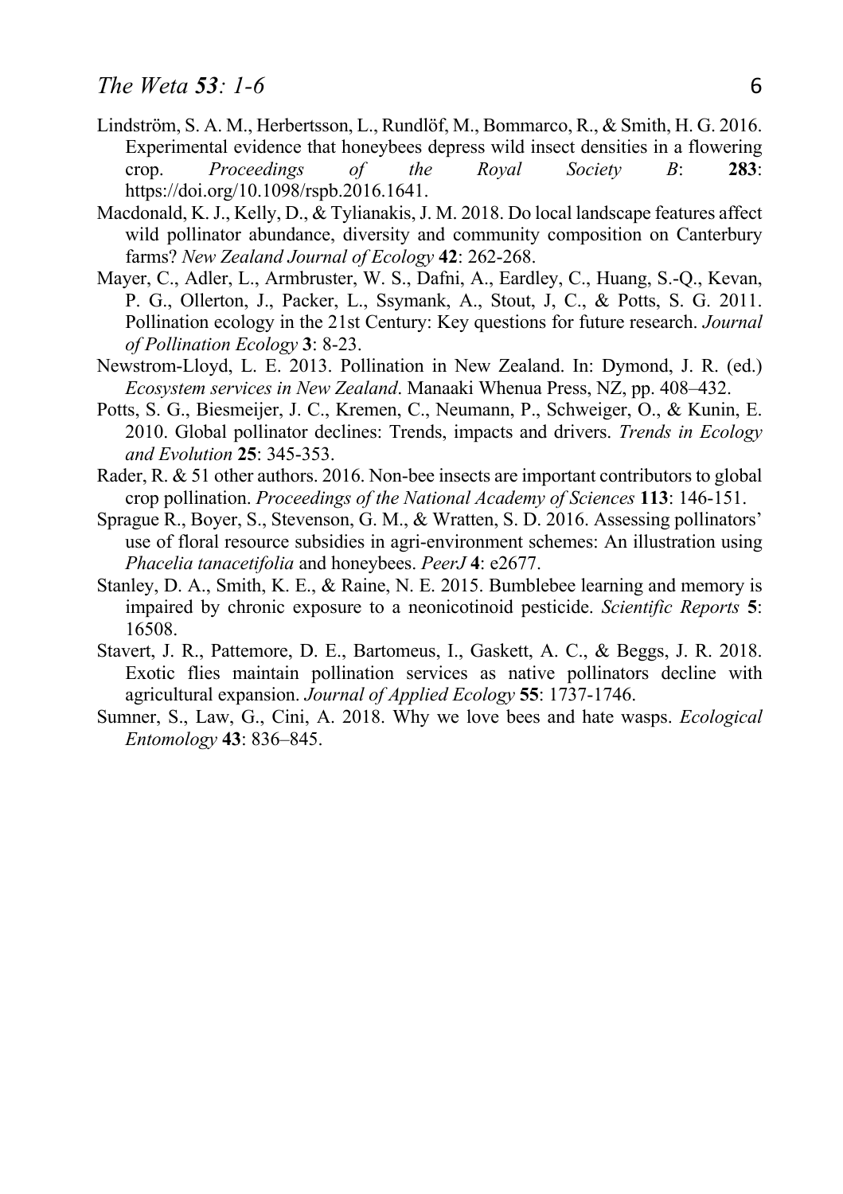Lindström, S. A. M., Herbertsson, L., Rundlöf, M., Bommarco, R., & Smith, H. G. 2016. Experimental evidence that honeybees depress wild insect densities in a flowering crop. *Proceedings of the Royal Society B*: **283**: https://doi.org/10.1098/rspb.2016.1641.

Macdonald, K. J., Kelly, D., & Tylianakis, J. M. 2018. Do local landscape features affect wild pollinator abundance, diversity and community composition on Canterbury farms? *New Zealand Journal of Ecology* **42**: 262-268.

Mayer, C., Adler, L., Armbruster, W. S., Dafni, A., Eardley, C., Huang, S.-Q., Kevan, P. G., Ollerton, J., Packer, L., Ssymank, A., Stout, J, C., & Potts, S. G. 2011. Pollination ecology in the 21st Century: Key questions for future research. *Journal of Pollination Ecology* **3**: 8-23.

Newstrom-Lloyd, L. E. 2013. Pollination in New Zealand. In: Dymond, J. R. (ed.) *Ecosystem services in New Zealand*. Manaaki Whenua Press, NZ, pp. 408–432.

Potts, S. G., Biesmeijer, J. C., Kremen, C., Neumann, P., Schweiger, O., & Kunin, E. 2010. Global pollinator declines: Trends, impacts and drivers. *Trends in Ecology and Evolution* **25**: 345-353.

Rader, R. & 51 other authors. 2016. Non-bee insects are important contributors to global crop pollination. *Proceedings of the National Academy of Sciences* **113**: 146-151.

Sprague R., Boyer, S., Stevenson, G. M., & Wratten, S. D. 2016. Assessing pollinators' use of floral resource subsidies in agri-environment schemes: An illustration using *Phacelia tanacetifolia* and honeybees. *PeerJ* **4**: e2677.

Stanley, D. A., Smith, K. E., & Raine, N. E. 2015. Bumblebee learning and memory is impaired by chronic exposure to a neonicotinoid pesticide. *Scientific Reports* **5**: 16508.

Stavert, J. R., Pattemore, D. E., Bartomeus, I., Gaskett, A. C., & Beggs, J. R. 2018. Exotic flies maintain pollination services as native pollinators decline with agricultural expansion. *Journal of Applied Ecology* **55**: 1737-1746.

Sumner, S., Law, G., Cini, A. 2018. Why we love bees and hate wasps. *Ecological Entomology* **43**: 836–845.